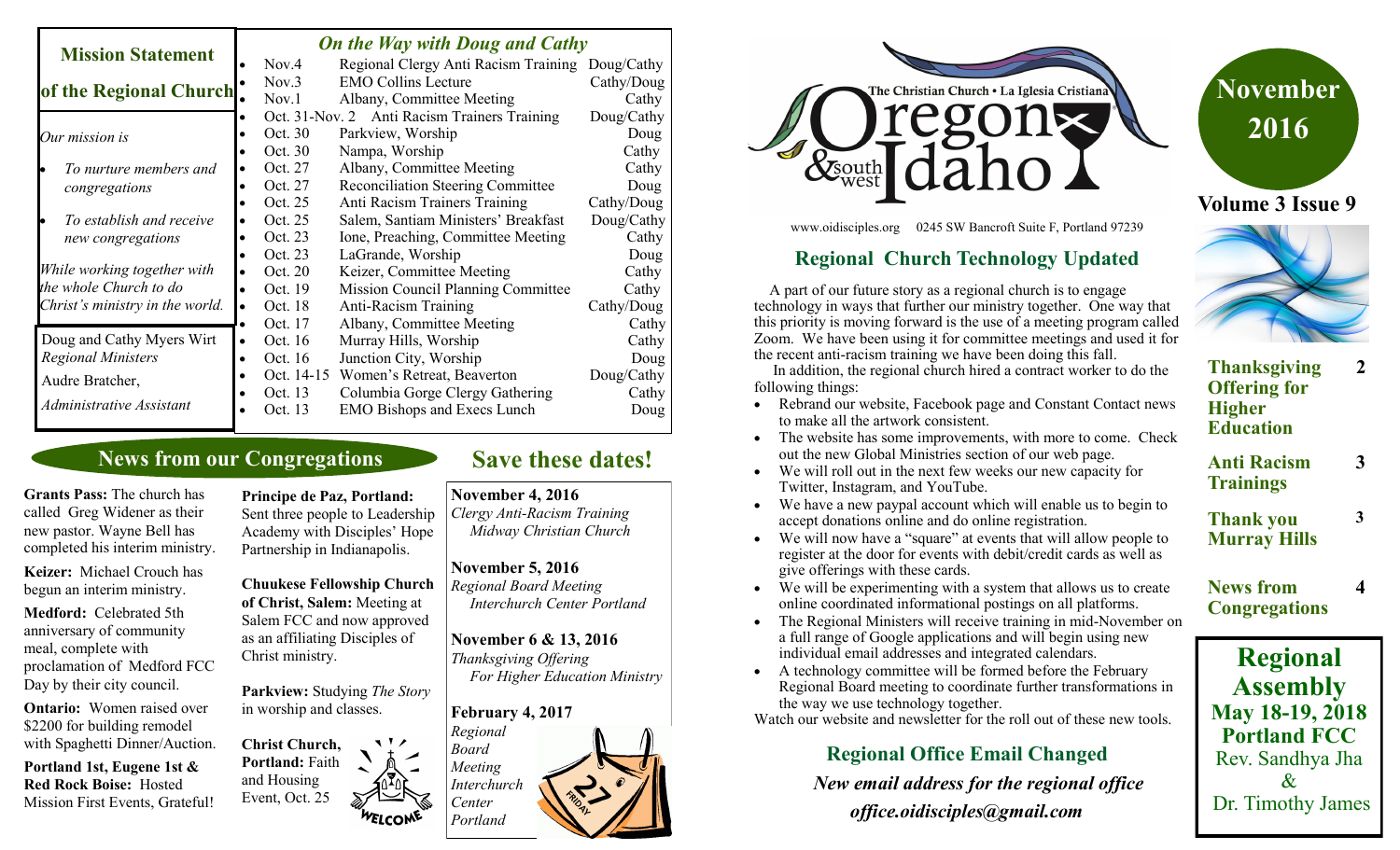# Oregon & southwest Idaho

The Christian Church • La Iglesia Cristiana

www.oidisciples.org 0245 SW Bancroft Suite F, Portland 97239

**November 2016**

**Volume 3 Issue 9**

| | |
|---|---|
| **Thanksgiving Offering for Higher Education** | 2 |
| **Anti Racism Trainings** | 3 |
| **Thank you Murray Hills** | 3 |
| **News from Congregations** | 4 |

## Mission Statement of the Regional Church

*Our mission is*

- *To nurture members and congregations*
- *To establish and receive new congregations*

*While working together with the whole Church to do Christ's ministry in the world.*

Doug and Cathy Myers Wirt
*Regional Ministers*

Audre Bratcher,
*Administrative Assistant*

## *On the Way with Doug and Cathy*

| Date | Event | Who |
|---|---|---|
| Nov.4 | Regional Clergy Anti Racism Training | Doug/Cathy |
| Nov.3 | EMO Collins Lecture | Cathy/Doug |
| Nov.1 | Albany, Committee Meeting | Cathy |
| Oct. 31-Nov. 2 | Anti Racism Trainers Training | Doug/Cathy |
| Oct. 30 | Parkview, Worship | Doug |
| Oct. 30 | Nampa, Worship | Cathy |
| Oct. 27 | Albany, Committee Meeting | Cathy |
| Oct. 27 | Reconciliation Steering Committee | Doug |
| Oct. 25 | Anti Racism Trainers Training | Cathy/Doug |
| Oct. 25 | Salem, Santiam Ministers' Breakfast | Doug/Cathy |
| Oct. 23 | Ione, Preaching, Committee Meeting | Cathy |
| Oct. 23 | LaGrande, Worship | Doug |
| Oct. 20 | Keizer, Committee Meeting | Cathy |
| Oct. 19 | Mission Council Planning Committee | Cathy |
| Oct. 18 | Anti-Racism Training | Cathy/Doug |
| Oct. 17 | Albany, Committee Meeting | Cathy |
| Oct. 16 | Murray Hills, Worship | Cathy |
| Oct. 16 | Junction City, Worship | Doug |
| Oct. 14-15 | Women's Retreat, Beaverton | Doug/Cathy |
| Oct. 13 | Columbia Gorge Clergy Gathering | Cathy |
| Oct. 13 | EMO Bishops and Execs Lunch | Doug |

## News from our Congregations

**Grants Pass:** The church has called Greg Widener as their new pastor. Wayne Bell has completed his interim ministry.

**Keizer:** Michael Crouch has begun an interim ministry.

**Medford:** Celebrated 5th anniversary of community meal, complete with proclamation of Medford FCC Day by their city council.

**Ontario:** Women raised over $2200 for building remodel with Spaghetti Dinner/Auction.

**Portland 1st, Eugene 1st & Red Rock Boise:** Hosted Mission First Events, Grateful!

**Principe de Paz, Portland:** Sent three people to Leadership Academy with Disciples' Hope Partnership in Indianapolis.

**Chuukese Fellowship Church of Christ, Salem:** Meeting at Salem FCC and now approved as an affiliating Disciples of Christ ministry.

**Parkview:** Studying *The Story* in worship and classes.

**Christ Church, Portland:** Faith and Housing Event, Oct. 25

## Save these dates!

**November 4, 2016**
*Clergy Anti-Racism Training*
*Midway Christian Church*

**November 5, 2016**
*Regional Board Meeting*
*Interchurch Center Portland*

**November 6 & 13, 2016**
*Thanksgiving Offering*
*For Higher Education Ministry*

**February 4, 2017**
*Regional Board Meeting*
*Interchurch Center Portland*

## Regional Church Technology Updated

A part of our future story as a regional church is to engage technology in ways that further our ministry together. One way that this priority is moving forward is the use of a meeting program called Zoom. We have been using it for committee meetings and used it for the recent anti-racism training we have been doing this fall.

In addition, the regional church hired a contract worker to do the following things:

- Rebrand our website, Facebook page and Constant Contact news to make all the artwork consistent.
- The website has some improvements, with more to come. Check out the new Global Ministries section of our web page.
- We will roll out in the next few weeks our new capacity for Twitter, Instagram, and YouTube.
- We have a new paypal account which will enable us to begin to accept donations online and do online registration.
- We will now have a "square" at events that will allow people to register at the door for events with debit/credit cards as well as give offerings with these cards.
- We will be experimenting with a system that allows us to create online coordinated informational postings on all platforms.
- The Regional Ministers will receive training in mid-November on a full range of Google applications and will begin using new individual email addresses and integrated calendars.
- A technology committee will be formed before the February Regional Board meeting to coordinate further transformations in the way we use technology together.

Watch our website and newsletter for the roll out of these new tools.

## Regional Office Email Changed

***New email address for the regional office***

***office.oidisciples@gmail.com***

## Regional Assembly

**May 18-19, 2018**
**Portland FCC**
Rev. Sandhya Jha
&
Dr. Timothy James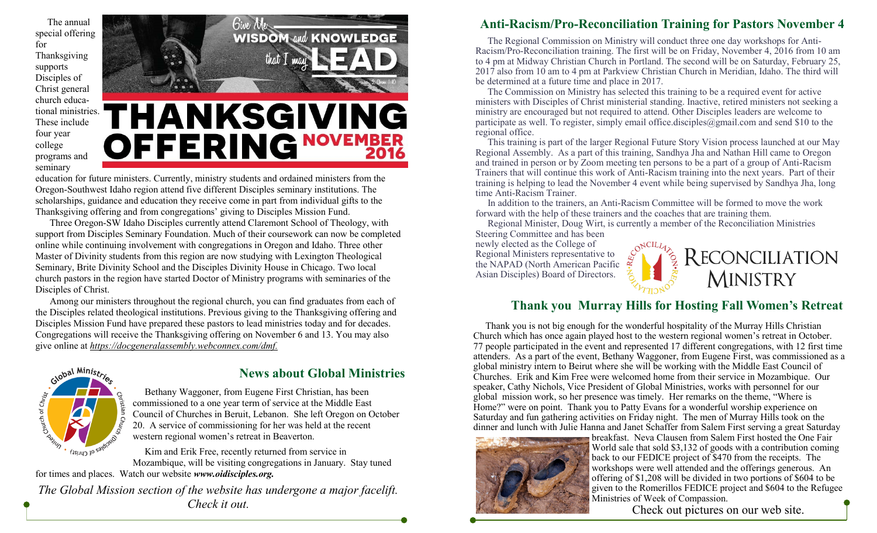The annual special offering for Thanksgiving supports Disciples of Christ general church educational ministries. These include four year college programs and seminary education for future ministers. Currently, ministry students and ordained ministers from the Oregon-Southwest Idaho region attend five different Disciples seminary institutions. The scholarships, guidance and education they receive come in part from individual gifts to the Thanksgiving offering and from congregations' giving to Disciples Mission Fund.

Give Me WISDOM and KNOWLEDGE that I may LEAD

2 Chron 1:10

# THANKSGIVING OFFERING NOVEMBER 2016

Three Oregon-SW Idaho Disciples currently attend Claremont School of Theology, with support from Disciples Seminary Foundation. Much of their coursework can now be completed online while continuing involvement with congregations in Oregon and Idaho. Three other Master of Divinity students from this region are now studying with Lexington Theological Seminary, Brite Divinity School and the Disciples Divinity House in Chicago. Two local church pastors in the region have started Doctor of Ministry programs with seminaries of the Disciples of Christ.

Among our ministers throughout the regional church, you can find graduates from each of the Disciples related theological institutions. Previous giving to the Thanksgiving offering and Disciples Mission Fund have prepared these pastors to lead ministries today and for decades. Congregations will receive the Thanksgiving offering on November 6 and 13. You may also give online at *https://docgeneralassembly.webconnex.com/dmf.*

Global Ministries

United Church of Christ · Christian Church (Disciples of Christ)

## News about Global Ministries

Bethany Waggoner, from Eugene First Christian, has been commissioned to a one year term of service at the Middle East Council of Churches in Beruit, Lebanon. She left Oregon on October 20. A service of commissioning for her was held at the recent western regional women's retreat in Beaverton.

Kim and Erik Free, recently returned from service in Mozambique, will be visiting congregations in January. Stay tuned for times and places. Watch our website ***www.oidisciples.org.***

*The Global Mission section of the website has undergone a major facelift. Check it out.*

## Anti-Racism/Pro-Reconciliation Training for Pastors November 4

The Regional Commission on Ministry will conduct three one day workshops for Anti-Racism/Pro-Reconciliation training. The first will be on Friday, November 4, 2016 from 10 am to 4 pm at Midway Christian Church in Portland. The second will be on Saturday, February 25, 2017 also from 10 am to 4 pm at Parkview Christian Church in Meridian, Idaho. The third will be determined at a future time and place in 2017.

The Commission on Ministry has selected this training to be a required event for active ministers with Disciples of Christ ministerial standing. Inactive, retired ministers not seeking a ministry are encouraged but not required to attend. Other Disciples leaders are welcome to participate as well. To register, simply email office.disciples@gmail.com and send $10 to the regional office.

This training is part of the larger Regional Future Story Vision process launched at our May Regional Assembly. As a part of this training, Sandhya Jha and Nathan Hill came to Oregon and trained in person or by Zoom meeting ten persons to be a part of a group of Anti-Racism Trainers that will continue this work of Anti-Racism training into the next years. Part of their training is helping to lead the November 4 event while being supervised by Sandhya Jha, long time Anti-Racism Trainer.

In addition to the trainers, an Anti-Racism Committee will be formed to move the work forward with the help of these trainers and the coaches that are training them.

Regional Minister, Doug Wirt, is currently a member of the Reconciliation Ministries Steering Committee and has been newly elected as the College of Regional Ministers representative to the NAPAD (North American Pacific Asian Disciples) Board of Directors.

RECONCILIATION MINISTRY

## Thank you Murray Hills for Hosting Fall Women's Retreat

Thank you is not big enough for the wonderful hospitality of the Murray Hills Christian Church which has once again played host to the western regional women's retreat in October. 77 people participated in the event and represented 17 different congregations, with 12 first time attenders. As a part of the event, Bethany Waggoner, from Eugene First, was commissioned as a global ministry intern to Beirut where she will be working with the Middle East Council of Churches. Erik and Kim Free were welcomed home from their service in Mozambique. Our speaker, Cathy Nichols, Vice President of Global Ministries, works with personnel for our global mission work, so her presence was timely. Her remarks on the theme, "Where is Home?" were on point. Thank you to Patty Evans for a wonderful worship experience on Saturday and fun gathering activities on Friday night. The men of Murray Hills took on the dinner and lunch with Julie Hanna and Janet Schaffer from Salem First serving a great Saturday breakfast. Neva Clausen from Salem First hosted the One Fair World sale that sold $3,132 of goods with a contribution coming back to our FEDICE project of $470 from the receipts. The workshops were well attended and the offerings generous. An offering of $1,208 will be divided in two portions of $604 to be given to the Romerillos FEDICE project and $604 to the Refugee Ministries of Week of Compassion.

Check out pictures on our web site.